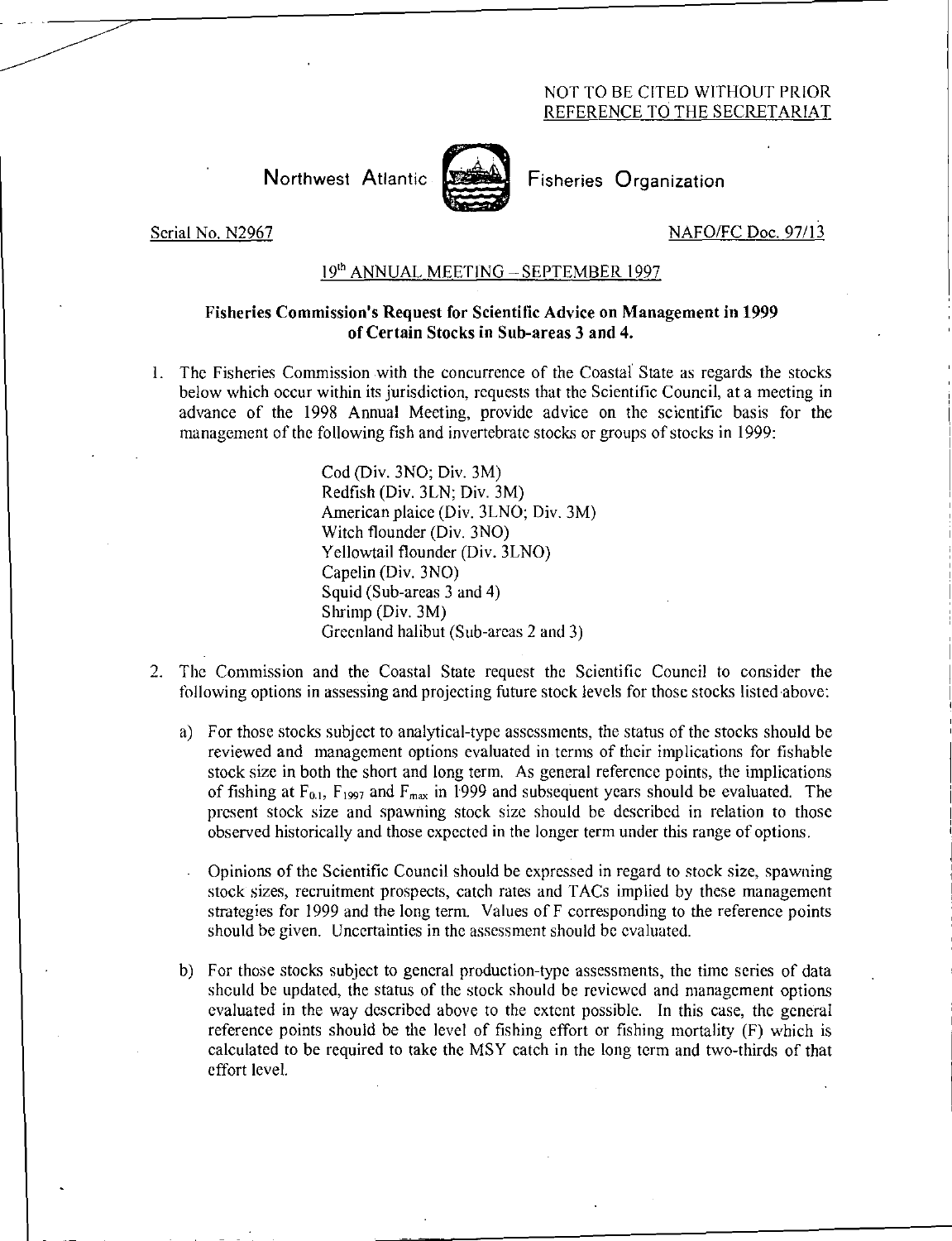NOT TO BE CITED WITHOUT PRIOR REFERENCE TO THE SECRETARIAT

Northwest Atlantic Fisheries Organization

Serial No. N2967 NAFO/FC Doc. 97/13

19th ANNUAL MEETING – SEPTEMBER 1997

**Fisheries Commission's Request for Scientific Advice on Management in 1999 of Certain Stocks in Sub-areas 3 and 4.**

1. The Fisheries Commission with the concurrence of the Coastal State as regards the stocks below which occur within its jurisdiction, requests that the Scientific Council, at a meeting in advance of the 1998 Annual Meeting, provide advice on the scientific basis for the management of the following fish and invertebrate stocks or groups of stocks in 1999:

   Cod (Div. 3NO; Div. 3M)
   Redfish (Div. 3LN; Div. 3M)
   American plaice (Div. 3LNO; Div. 3M)
   Witch flounder (Div. 3NO)
   Yellowtail flounder (Div. 3LNO)
   Capelin (Div. 3NO)
   Squid (Sub-areas 3 and 4)
   Shrimp (Div. 3M)
   Greenland halibut (Sub-areas 2 and 3)

2. The Commission and the Coastal State request the Scientific Council to consider the following options in assessing and projecting future stock levels for those stocks listed above:

   a) For those stocks subject to analytical-type assessments, the status of the stocks should be reviewed and management options evaluated in terms of their implications for fishable stock size in both the short and long term. As general reference points, the implications of fishing at $F_{0.1}$, $F_{1997}$ and $F_{max}$ in 1999 and subsequent years should be evaluated. The present stock size and spawning stock size should be described in relation to those observed historically and those expected in the longer term under this range of options.

      Opinions of the Scientific Council should be expressed in regard to stock size, spawning stock sizes, recruitment prospects, catch rates and TACs implied by these management strategies for 1999 and the long term. Values of F corresponding to the reference points should be given. Uncertainties in the assessment should be evaluated.

   b) For those stocks subject to general production-type assessments, the time series of data should be updated, the status of the stock should be reviewed and management options evaluated in the way described above to the extent possible. In this case, the general reference points should be the level of fishing effort or fishing mortality (F) which is calculated to be required to take the MSY catch in the long term and two-thirds of that effort level.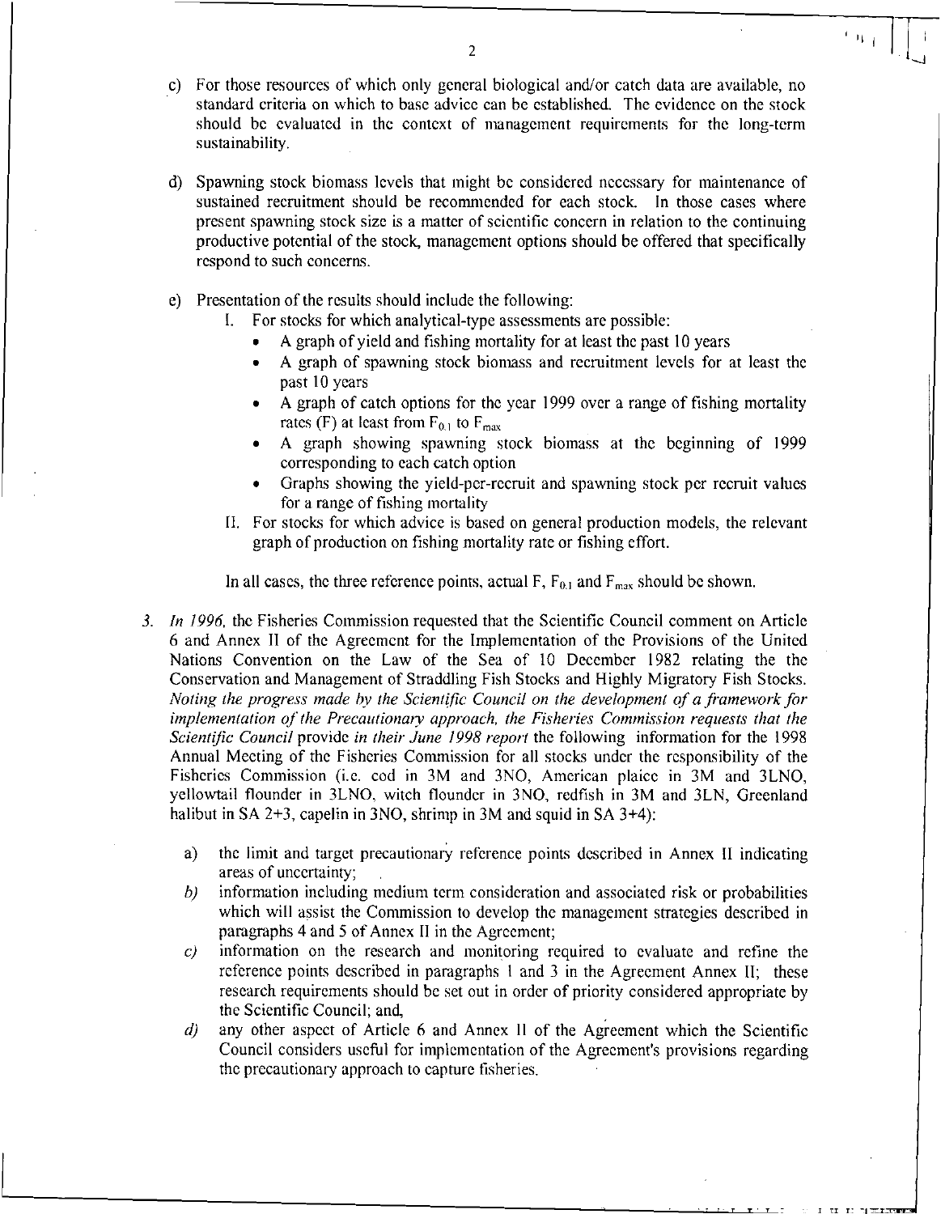c) For those resources of which only general biological and/or catch data are available, no standard criteria on which to base advice can be established. The evidence on the stock should be evaluated in the context of management requirements for the long-term sustainability.

d) Spawning stock biomass levels that might be considered necessary for maintenance of sustained recruitment should be recommended for each stock. In those cases where present spawning stock size is a matter of scientific concern in relation to the continuing productive potential of the stock, management options should be offered that specifically respond to such concerns.

e) Presentation of the results should include the following:

   I. For stocks for which analytical-type assessments are possible:
      - A graph of yield and fishing mortality for at least the past 10 years
      - A graph of spawning stock biomass and recruitment levels for at least the past 10 years
      - A graph of catch options for the year 1999 over a range of fishing mortality rates (F) at least from $F_{0.1}$ to $F_{max}$
      - A graph showing spawning stock biomass at the beginning of 1999 corresponding to each catch option
      - Graphs showing the yield-per-recruit and spawning stock per recruit values for a range of fishing mortality

   II. For stocks for which advice is based on general production models, the relevant graph of production on fishing mortality rate or fishing effort.

   In all cases, the three reference points, actual F, $F_{0.1}$ and $F_{max}$ should be shown.

3. *In 1996,* the Fisheries Commission requested that the Scientific Council comment on Article 6 and Annex II of the Agreement for the Implementation of the Provisions of the United Nations Convention on the Law of the Sea of 10 December 1982 relating the the Conservation and Management of Straddling Fish Stocks and Highly Migratory Fish Stocks. *Noting the progress made by the Scientific Council on the development of a framework for implementation of the Precautionary approach, the Fisheries Commission requests that the Scientific Council* provide *in their June 1998 report* the following information for the 1998 Annual Meeting of the Fisheries Commission for all stocks under the responsibility of the Fisheries Commission (i.e. cod in 3M and 3NO, American plaice in 3M and 3LNO, yellowtail flounder in 3LNO, witch flounder in 3NO, redfish in 3M and 3LN, Greenland halibut in SA 2+3, capelin in 3NO, shrimp in 3M and squid in SA 3+4):

   a) the limit and target precautionary reference points described in Annex II indicating areas of uncertainty;

   *b)* information including medium term consideration and associated risk or probabilities which will assist the Commission to develop the management strategies described in paragraphs 4 and 5 of Annex II in the Agreement;

   *c)* information on the research and monitoring required to evaluate and refine the reference points described in paragraphs 1 and 3 in the Agreement Annex II; these research requirements should be set out in order of priority considered appropriate by the Scientific Council; and,

   *d)* any other aspect of Article 6 and Annex II of the Agreement which the Scientific Council considers useful for implementation of the Agreement's provisions regarding the precautionary approach to capture fisheries.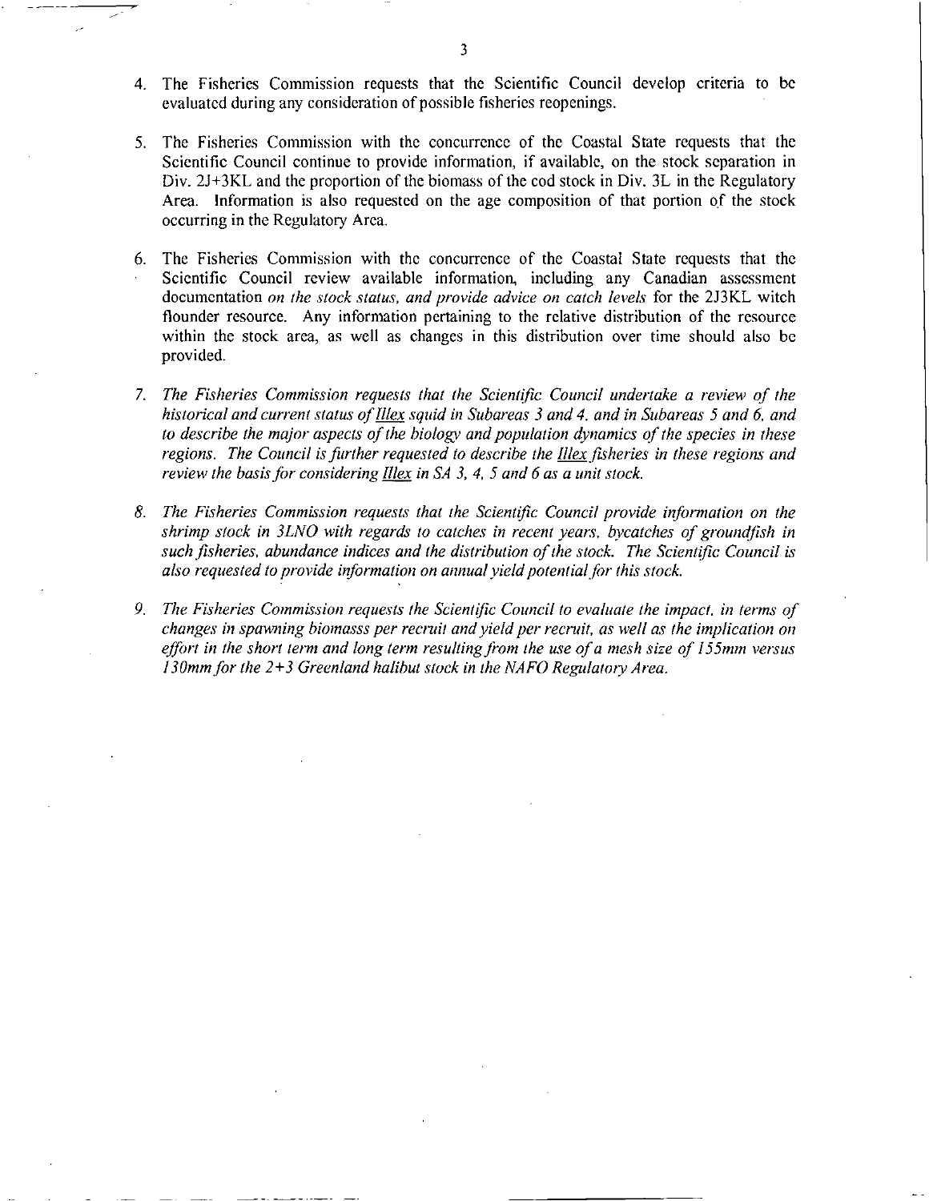4. The Fisheries Commission requests that the Scientific Council develop criteria to be evaluated during any consideration of possible fisheries reopenings.

5. The Fisheries Commission with the concurrence of the Coastal State requests that the Scientific Council continue to provide information, if available, on the stock separation in Div. 2J+3KL and the proportion of the biomass of the cod stock in Div. 3L in the Regulatory Area. Information is also requested on the age composition of that portion of the stock occurring in the Regulatory Area.

6. The Fisheries Commission with the concurrence of the Coastal State requests that the Scientific Council review available information, including any Canadian assessment documentation *on the stock status, and provide advice on catch levels* for the 2J3KL witch flounder resource. Any information pertaining to the relative distribution of the resource within the stock area, as well as changes in this distribution over time should also be provided.

7. *The Fisheries Commission requests that the Scientific Council undertake a review of the historical and current status of Illex squid in Subareas 3 and 4, and in Subareas 5 and 6, and to describe the major aspects of the biology and population dynamics of the species in these regions. The Council is further requested to describe the Illex fisheries in these regions and review the basis for considering Illex in SA 3, 4, 5 and 6 as a unit stock.*

8. *The Fisheries Commission requests that the Scientific Council provide information on the shrimp stock in 3LNO with regards to catches in recent years, bycatches of groundfish in such fisheries, abundance indices and the distribution of the stock. The Scientific Council is also requested to provide information on annual yield potential for this stock.*

9. *The Fisheries Commission requests the Scientific Council to evaluate the impact, in terms of changes in spawning biomasss per recruit and yield per recruit, as well as the implication on effort in the short term and long term resulting from the use of a mesh size of 155mm versus 130mm for the 2+3 Greenland halibut stock in the NAFO Regulatory Area.*